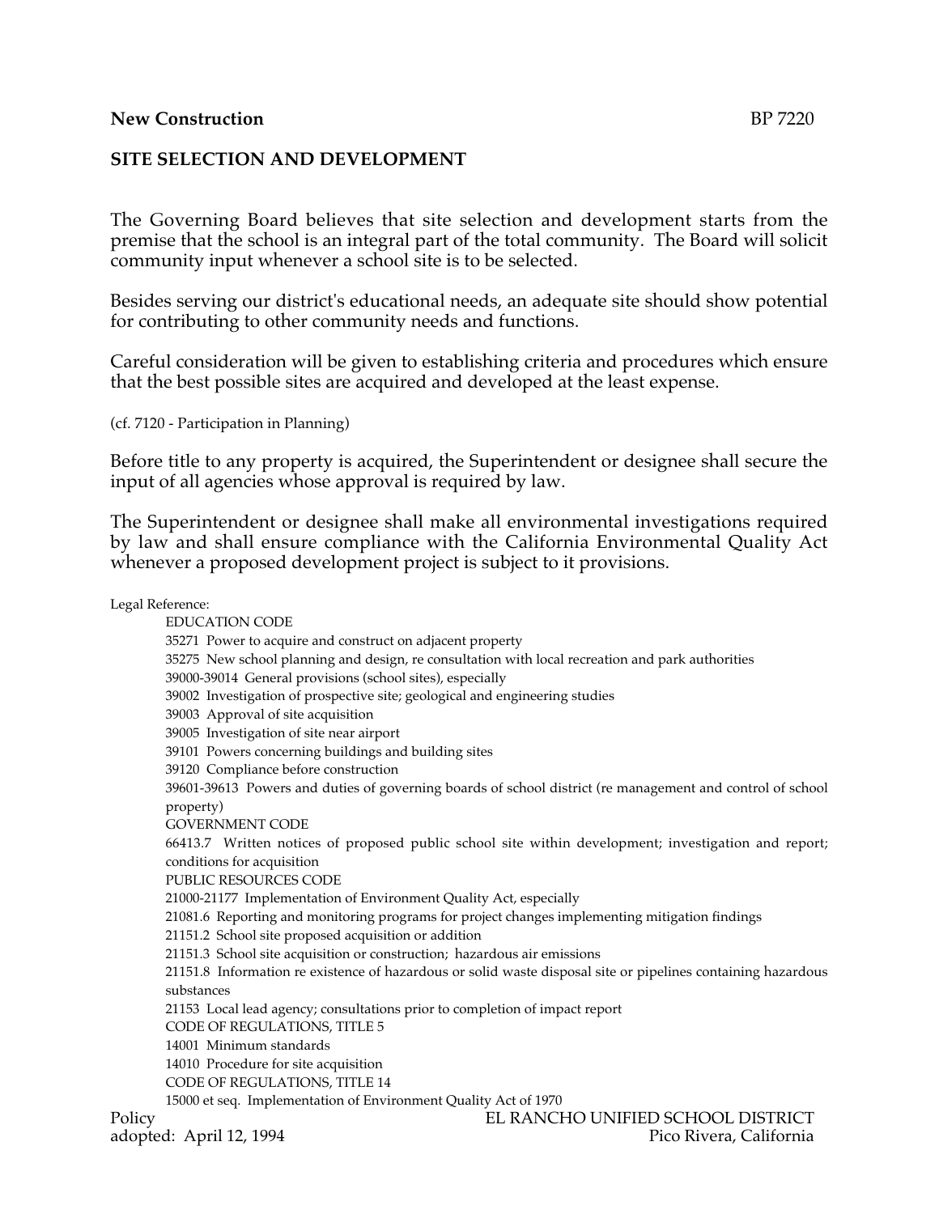**New Construction** BP 7220

## SITE SELECTION AND DEVELOPMENT

The Governing Board believes that site selection and development starts from the premise that the school is an integral part of the total community. The Board will solicit community input whenever a school site is to be selected.

Besides serving our district's educational needs, an adequate site should show potential for contributing to other community needs and functions.

Careful consideration will be given to establishing criteria and procedures which ensure that the best possible sites are acquired and developed at the least expense.

(cf. 7120 - Participation in Planning)

Before title to any property is acquired, the Superintendent or designee shall secure the input of all agencies whose approval is required by law.

The Superintendent or designee shall make all environmental investigations required by law and shall ensure compliance with the California Environmental Quality Act whenever a proposed development project is subject to it provisions.

Legal Reference:

EDUCATION CODE
35271 Power to acquire and construct on adjacent property
35275 New school planning and design, re consultation with local recreation and park authorities
39000-39014 General provisions (school sites), especially
39002 Investigation of prospective site; geological and engineering studies
39003 Approval of site acquisition
39005 Investigation of site near airport
39101 Powers concerning buildings and building sites
39120 Compliance before construction
39601-39613 Powers and duties of governing boards of school district (re management and control of school property)
GOVERNMENT CODE
66413.7 Written notices of proposed public school site within development; investigation and report; conditions for acquisition
PUBLIC RESOURCES CODE
21000-21177 Implementation of Environment Quality Act, especially
21081.6 Reporting and monitoring programs for project changes implementing mitigation findings
21151.2 School site proposed acquisition or addition
21151.3 School site acquisition or construction; hazardous air emissions
21151.8 Information re existence of hazardous or solid waste disposal site or pipelines containing hazardous substances
21153 Local lead agency; consultations prior to completion of impact report
CODE OF REGULATIONS, TITLE 5
14001 Minimum standards
14010 Procedure for site acquisition
CODE OF REGULATIONS, TITLE 14
15000 et seq. Implementation of Environment Quality Act of 1970

Policy
adopted: April 12, 1994

EL RANCHO UNIFIED SCHOOL DISTRICT
Pico Rivera, California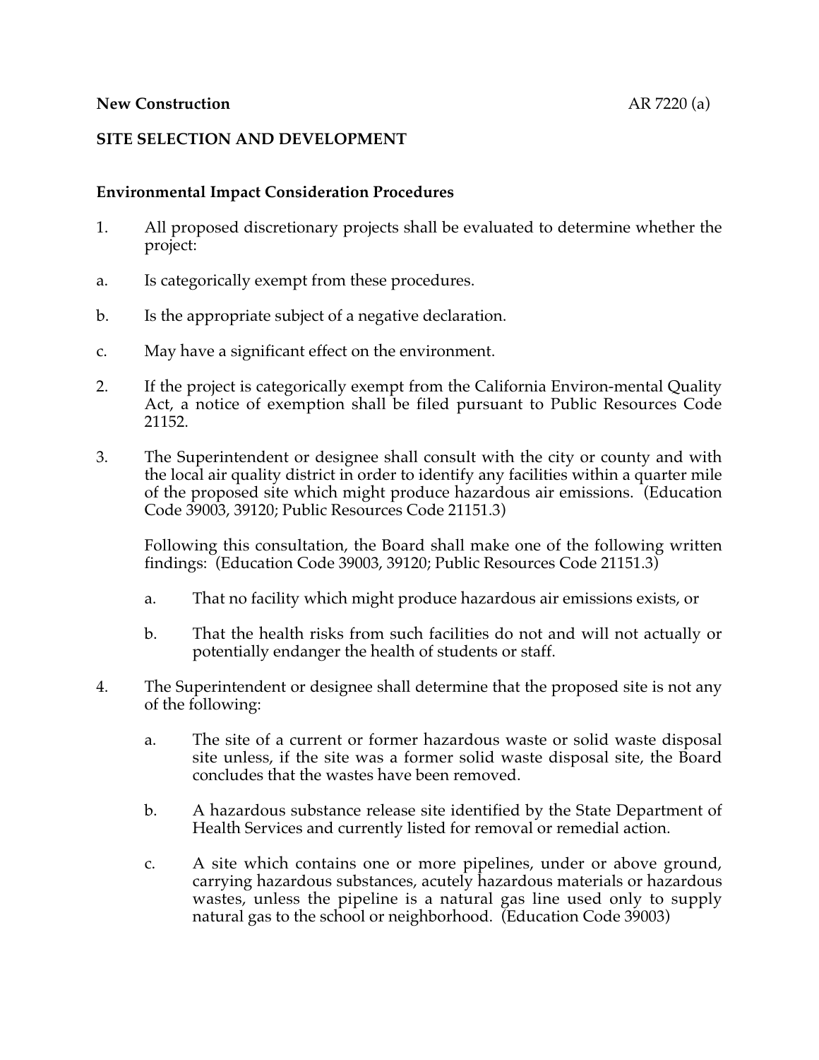**New Construction** AR 7220 (a)

**SITE SELECTION AND DEVELOPMENT**

**Environmental Impact Consideration Procedures**

1. All proposed discretionary projects shall be evaluated to determine whether the project:

a. Is categorically exempt from these procedures.

b. Is the appropriate subject of a negative declaration.

c. May have a significant effect on the environment.

2. If the project is categorically exempt from the California Environ-mental Quality Act, a notice of exemption shall be filed pursuant to Public Resources Code 21152.

3. The Superintendent or designee shall consult with the city or county and with the local air quality district in order to identify any facilities within a quarter mile of the proposed site which might produce hazardous air emissions. (Education Code 39003, 39120; Public Resources Code 21151.3)

   Following this consultation, the Board shall make one of the following written findings: (Education Code 39003, 39120; Public Resources Code 21151.3)

   a. That no facility which might produce hazardous air emissions exists, or

   b. That the health risks from such facilities do not and will not actually or potentially endanger the health of students or staff.

4. The Superintendent or designee shall determine that the proposed site is not any of the following:

   a. The site of a current or former hazardous waste or solid waste disposal site unless, if the site was a former solid waste disposal site, the Board concludes that the wastes have been removed.

   b. A hazardous substance release site identified by the State Department of Health Services and currently listed for removal or remedial action.

   c. A site which contains one or more pipelines, under or above ground, carrying hazardous substances, acutely hazardous materials or hazardous wastes, unless the pipeline is a natural gas line used only to supply natural gas to the school or neighborhood. (Education Code 39003)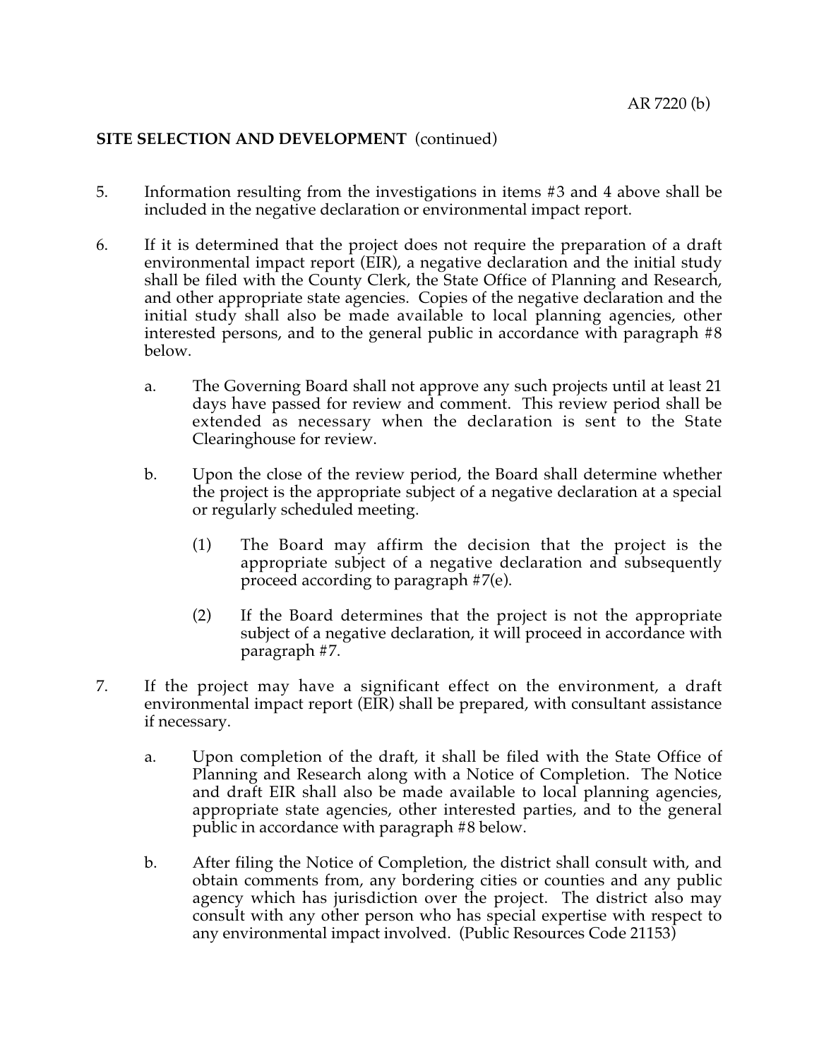**SITE SELECTION AND DEVELOPMENT** (continued)

5. Information resulting from the investigations in items #3 and 4 above shall be included in the negative declaration or environmental impact report.

6. If it is determined that the project does not require the preparation of a draft environmental impact report (EIR), a negative declaration and the initial study shall be filed with the County Clerk, the State Office of Planning and Research, and other appropriate state agencies. Copies of the negative declaration and the initial study shall also be made available to local planning agencies, other interested persons, and to the general public in accordance with paragraph #8 below.

   a. The Governing Board shall not approve any such projects until at least 21 days have passed for review and comment. This review period shall be extended as necessary when the declaration is sent to the State Clearinghouse for review.

   b. Upon the close of the review period, the Board shall determine whether the project is the appropriate subject of a negative declaration at a special or regularly scheduled meeting.

      (1) The Board may affirm the decision that the project is the appropriate subject of a negative declaration and subsequently proceed according to paragraph #7(e).

      (2) If the Board determines that the project is not the appropriate subject of a negative declaration, it will proceed in accordance with paragraph #7.

7. If the project may have a significant effect on the environment, a draft environmental impact report (EIR) shall be prepared, with consultant assistance if necessary.

   a. Upon completion of the draft, it shall be filed with the State Office of Planning and Research along with a Notice of Completion. The Notice and draft EIR shall also be made available to local planning agencies, appropriate state agencies, other interested parties, and to the general public in accordance with paragraph #8 below.

   b. After filing the Notice of Completion, the district shall consult with, and obtain comments from, any bordering cities or counties and any public agency which has jurisdiction over the project. The district also may consult with any other person who has special expertise with respect to any environmental impact involved. (Public Resources Code 21153)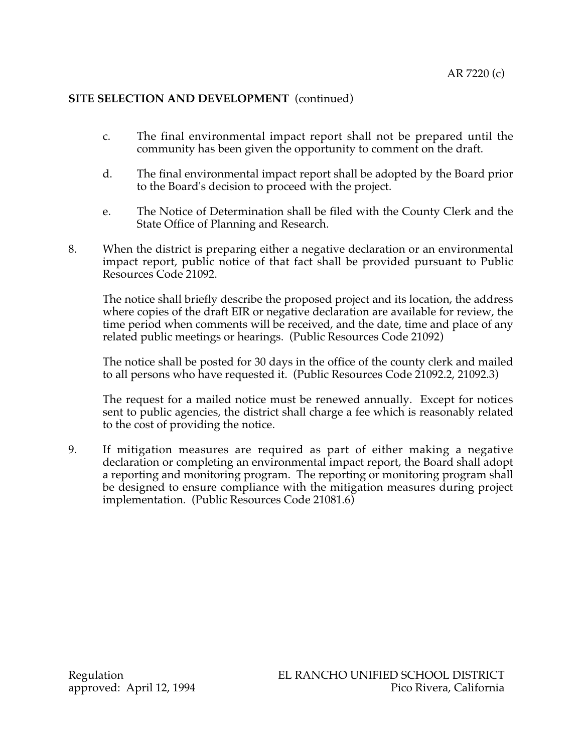**SITE SELECTION AND DEVELOPMENT** (continued)

c. The final environmental impact report shall not be prepared until the community has been given the opportunity to comment on the draft.

d. The final environmental impact report shall be adopted by the Board prior to the Board's decision to proceed with the project.

e. The Notice of Determination shall be filed with the County Clerk and the State Office of Planning and Research.

8. When the district is preparing either a negative declaration or an environmental impact report, public notice of that fact shall be provided pursuant to Public Resources Code 21092.

   The notice shall briefly describe the proposed project and its location, the address where copies of the draft EIR or negative declaration are available for review, the time period when comments will be received, and the date, time and place of any related public meetings or hearings. (Public Resources Code 21092)

   The notice shall be posted for 30 days in the office of the county clerk and mailed to all persons who have requested it. (Public Resources Code 21092.2, 21092.3)

   The request for a mailed notice must be renewed annually. Except for notices sent to public agencies, the district shall charge a fee which is reasonably related to the cost of providing the notice.

9. If mitigation measures are required as part of either making a negative declaration or completing an environmental impact report, the Board shall adopt a reporting and monitoring program. The reporting or monitoring program shall be designed to ensure compliance with the mitigation measures during project implementation. (Public Resources Code 21081.6)

Regulation
approved: April 12, 1994

EL RANCHO UNIFIED SCHOOL DISTRICT
Pico Rivera, California